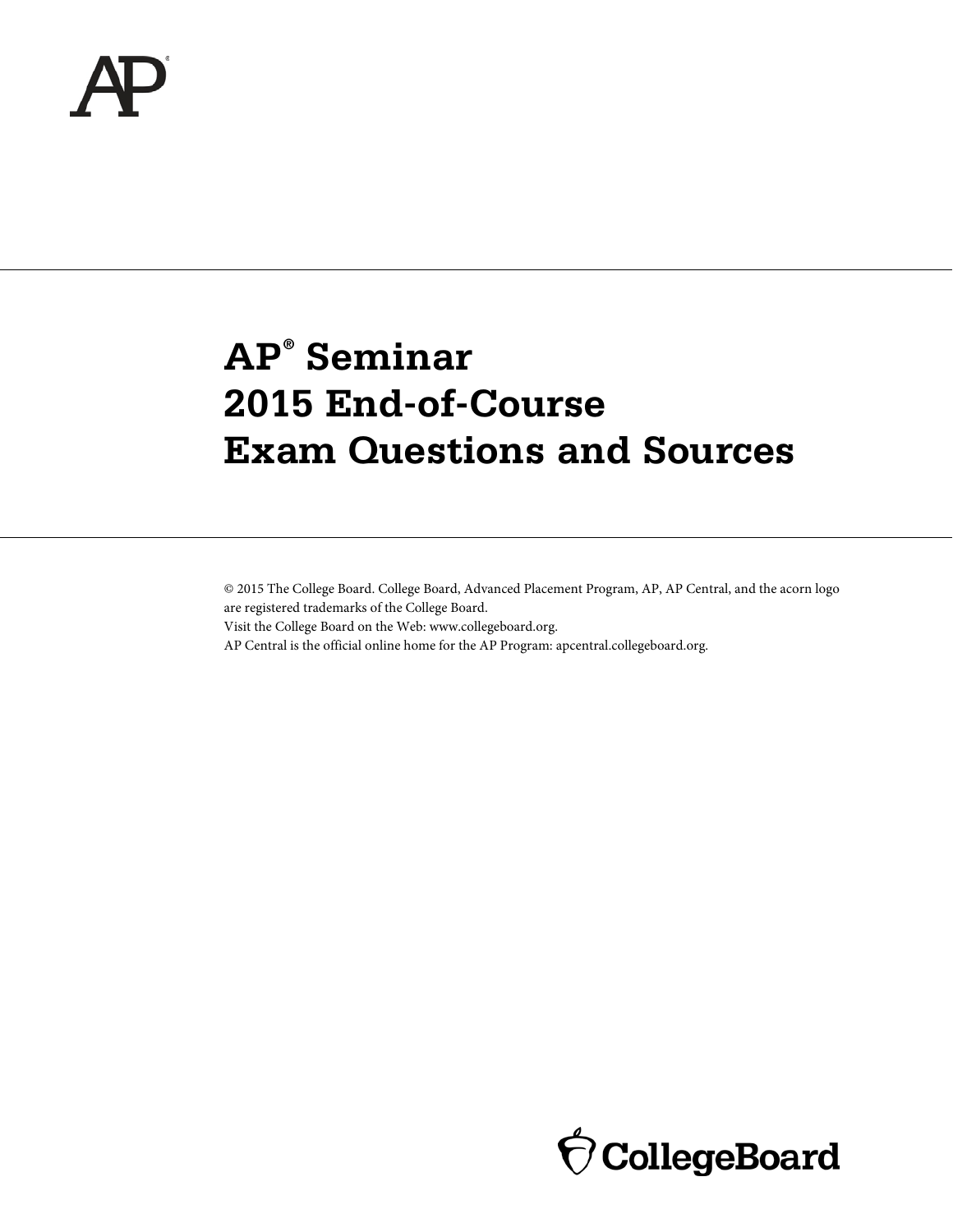# AP® Seminar 2015 End-of-Course Exam Questions and Sources

© 2015 The College Board. College Board, Advanced Placement Program, AP, AP Central, and the acorn logo are registered trademarks of the College Board.
Visit the College Board on the Web: www.collegeboard.org.
AP Central is the official online home for the AP Program: apcentral.collegeboard.org.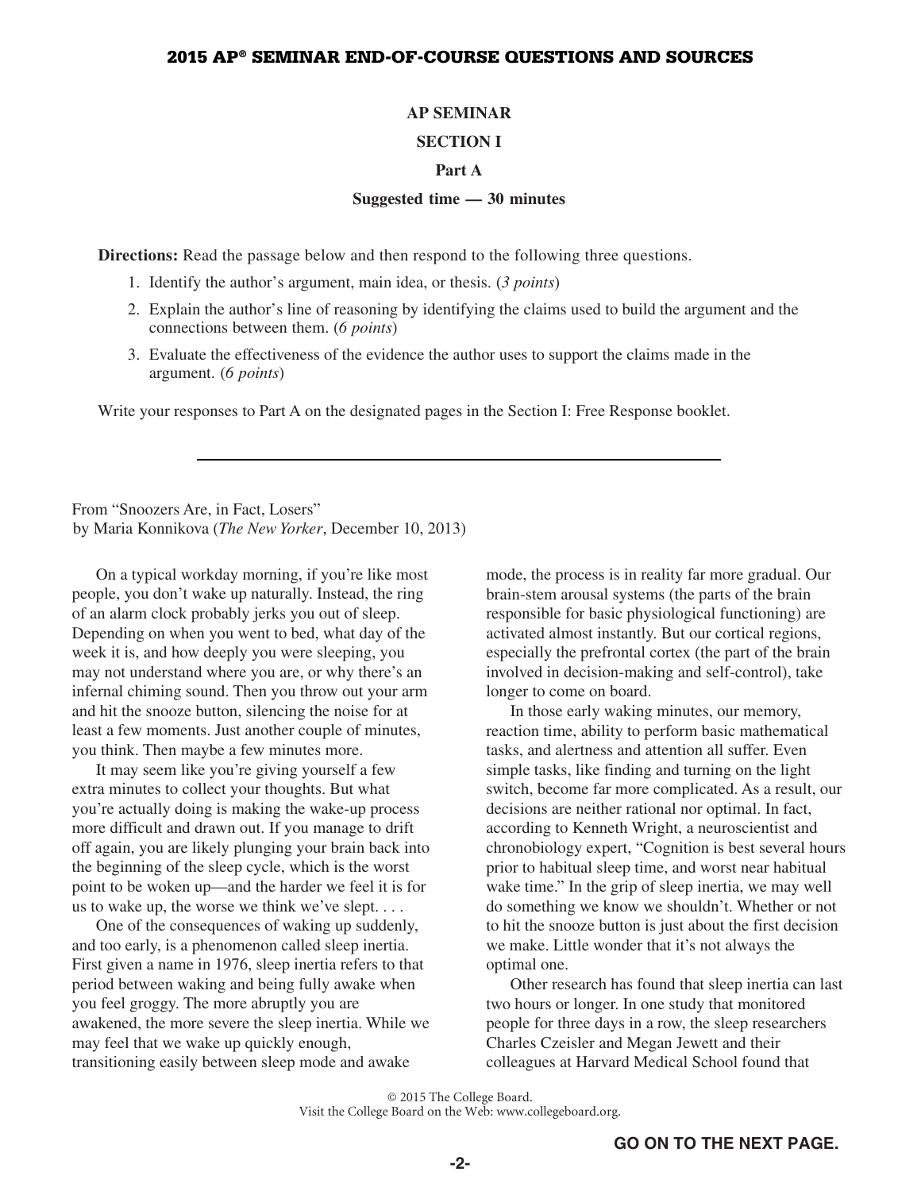## AP SEMINAR

### SECTION I

#### Part A

**Suggested time — 30 minutes**

**Directions:** Read the passage below and then respond to the following three questions.

1. Identify the author's argument, main idea, or thesis. (*3 points*)
2. Explain the author's line of reasoning by identifying the claims used to build the argument and the connections between them. (*6 points*)
3. Evaluate the effectiveness of the evidence the author uses to support the claims made in the argument. (*6 points*)

Write your responses to Part A on the designated pages in the Section I: Free Response booklet.

---

From "Snoozers Are, in Fact, Losers"
by Maria Konnikova (*The New Yorker*, December 10, 2013)

On a typical workday morning, if you're like most people, you don't wake up naturally. Instead, the ring of an alarm clock probably jerks you out of sleep. Depending on when you went to bed, what day of the week it is, and how deeply you were sleeping, you may not understand where you are, or why there's an infernal chiming sound. Then you throw out your arm and hit the snooze button, silencing the noise for at least a few moments. Just another couple of minutes, you think. Then maybe a few minutes more.

It may seem like you're giving yourself a few extra minutes to collect your thoughts. But what you're actually doing is making the wake-up process more difficult and drawn out. If you manage to drift off again, you are likely plunging your brain back into the beginning of the sleep cycle, which is the worst point to be woken up—and the harder we feel it is for us to wake up, the worse we think we've slept. . . .

One of the consequences of waking up suddenly, and too early, is a phenomenon called sleep inertia. First given a name in 1976, sleep inertia refers to that period between waking and being fully awake when you feel groggy. The more abruptly you are awakened, the more severe the sleep inertia. While we may feel that we wake up quickly enough, transitioning easily between sleep mode and awake mode, the process is in reality far more gradual. Our brain-stem arousal systems (the parts of the brain responsible for basic physiological functioning) are activated almost instantly. But our cortical regions, especially the prefrontal cortex (the part of the brain involved in decision-making and self-control), take longer to come on board.

In those early waking minutes, our memory, reaction time, ability to perform basic mathematical tasks, and alertness and attention all suffer. Even simple tasks, like finding and turning on the light switch, become far more complicated. As a result, our decisions are neither rational nor optimal. In fact, according to Kenneth Wright, a neuroscientist and chronobiology expert, "Cognition is best several hours prior to habitual sleep time, and worst near habitual wake time." In the grip of sleep inertia, we may well do something we know we shouldn't. Whether or not to hit the snooze button is just about the first decision we make. Little wonder that it's not always the optimal one.

Other research has found that sleep inertia can last two hours or longer. In one study that monitored people for three days in a row, the sleep researchers Charles Czeisler and Megan Jewett and their colleagues at Harvard Medical School found that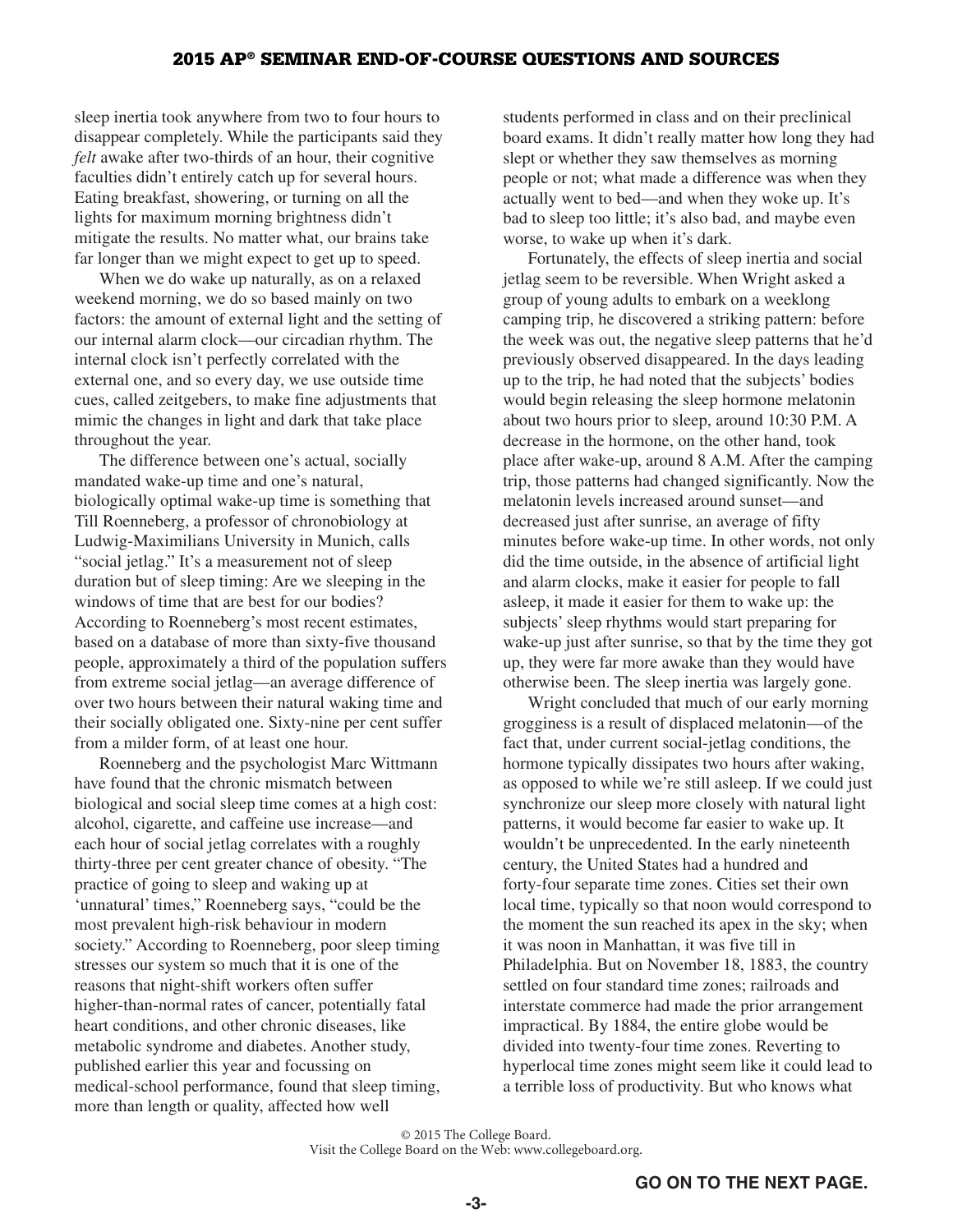sleep inertia took anywhere from two to four hours to disappear completely. While the participants said they *felt* awake after two-thirds of an hour, their cognitive faculties didn't entirely catch up for several hours. Eating breakfast, showering, or turning on all the lights for maximum morning brightness didn't mitigate the results. No matter what, our brains take far longer than we might expect to get up to speed.

When we do wake up naturally, as on a relaxed weekend morning, we do so based mainly on two factors: the amount of external light and the setting of our internal alarm clock—our circadian rhythm. The internal clock isn't perfectly correlated with the external one, and so every day, we use outside time cues, called zeitgebers, to make fine adjustments that mimic the changes in light and dark that take place throughout the year.

The difference between one's actual, socially mandated wake-up time and one's natural, biologically optimal wake-up time is something that Till Roenneberg, a professor of chronobiology at Ludwig-Maximilians University in Munich, calls "social jetlag." It's a measurement not of sleep duration but of sleep timing: Are we sleeping in the windows of time that are best for our bodies? According to Roenneberg's most recent estimates, based on a database of more than sixty-five thousand people, approximately a third of the population suffers from extreme social jetlag—an average difference of over two hours between their natural waking time and their socially obligated one. Sixty-nine per cent suffer from a milder form, of at least one hour.

Roenneberg and the psychologist Marc Wittmann have found that the chronic mismatch between biological and social sleep time comes at a high cost: alcohol, cigarette, and caffeine use increase—and each hour of social jetlag correlates with a roughly thirty-three per cent greater chance of obesity. "The practice of going to sleep and waking up at 'unnatural' times," Roenneberg says, "could be the most prevalent high-risk behaviour in modern society." According to Roenneberg, poor sleep timing stresses our system so much that it is one of the reasons that night-shift workers often suffer higher-than-normal rates of cancer, potentially fatal heart conditions, and other chronic diseases, like metabolic syndrome and diabetes. Another study, published earlier this year and focussing on medical-school performance, found that sleep timing, more than length or quality, affected how well students performed in class and on their preclinical board exams. It didn't really matter how long they had slept or whether they saw themselves as morning people or not; what made a difference was when they actually went to bed—and when they woke up. It's bad to sleep too little; it's also bad, and maybe even worse, to wake up when it's dark.

Fortunately, the effects of sleep inertia and social jetlag seem to be reversible. When Wright asked a group of young adults to embark on a weeklong camping trip, he discovered a striking pattern: before the week was out, the negative sleep patterns that he'd previously observed disappeared. In the days leading up to the trip, he had noted that the subjects' bodies would begin releasing the sleep hormone melatonin about two hours prior to sleep, around 10:30 P.M. A decrease in the hormone, on the other hand, took place after wake-up, around 8 A.M. After the camping trip, those patterns had changed significantly. Now the melatonin levels increased around sunset—and decreased just after sunrise, an average of fifty minutes before wake-up time. In other words, not only did the time outside, in the absence of artificial light and alarm clocks, make it easier for people to fall asleep, it made it easier for them to wake up: the subjects' sleep rhythms would start preparing for wake-up just after sunrise, so that by the time they got up, they were far more awake than they would have otherwise been. The sleep inertia was largely gone.

Wright concluded that much of our early morning grogginess is a result of displaced melatonin—of the fact that, under current social-jetlag conditions, the hormone typically dissipates two hours after waking, as opposed to while we're still asleep. If we could just synchronize our sleep more closely with natural light patterns, it would become far easier to wake up. It wouldn't be unprecedented. In the early nineteenth century, the United States had a hundred and forty-four separate time zones. Cities set their own local time, typically so that noon would correspond to the moment the sun reached its apex in the sky; when it was noon in Manhattan, it was five till in Philadelphia. But on November 18, 1883, the country settled on four standard time zones; railroads and interstate commerce had made the prior arrangement impractical. By 1884, the entire globe would be divided into twenty-four time zones. Reverting to hyperlocal time zones might seem like it could lead to a terrible loss of productivity. But who knows what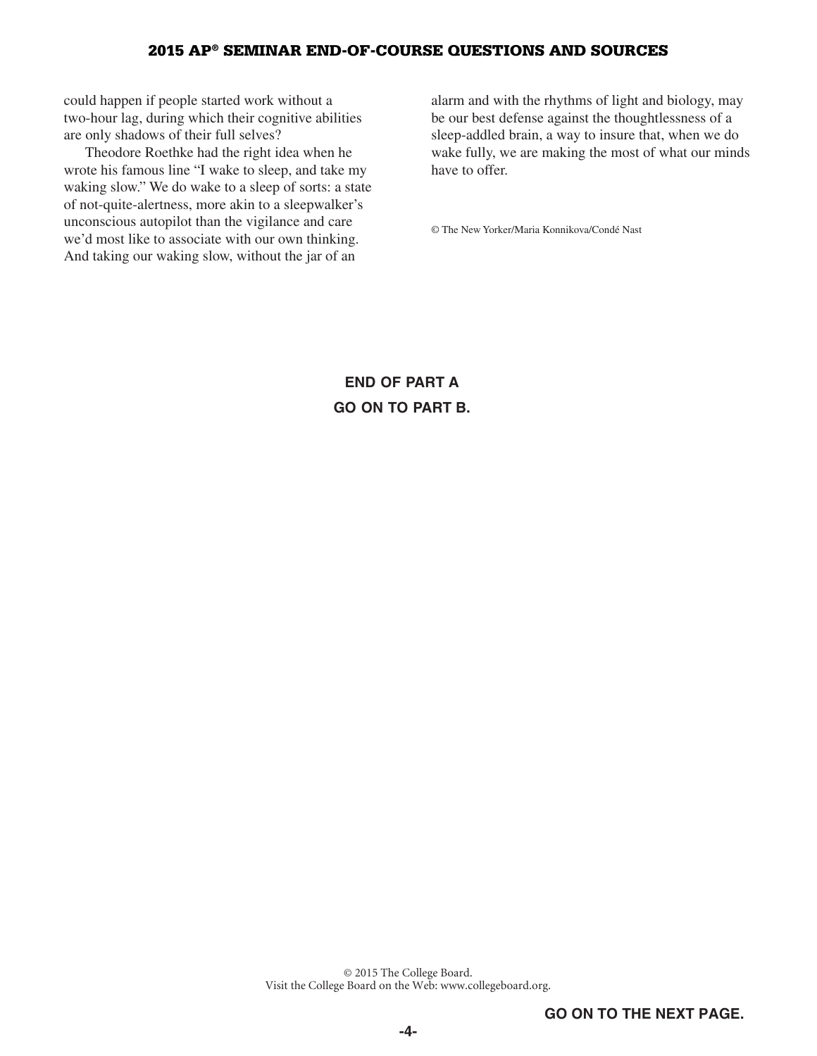could happen if people started work without a two-hour lag, during which their cognitive abilities are only shadows of their full selves?

Theodore Roethke had the right idea when he wrote his famous line "I wake to sleep, and take my waking slow." We do wake to a sleep of sorts: a state of not-quite-alertness, more akin to a sleepwalker's unconscious autopilot than the vigilance and care we'd most like to associate with our own thinking. And taking our waking slow, without the jar of an alarm and with the rhythms of light and biology, may be our best defense against the thoughtlessness of a sleep-addled brain, a way to insure that, when we do wake fully, we are making the most of what our minds have to offer.

© The New Yorker/Maria Konnikova/Condé Nast

**END OF PART A**

**GO ON TO PART B.**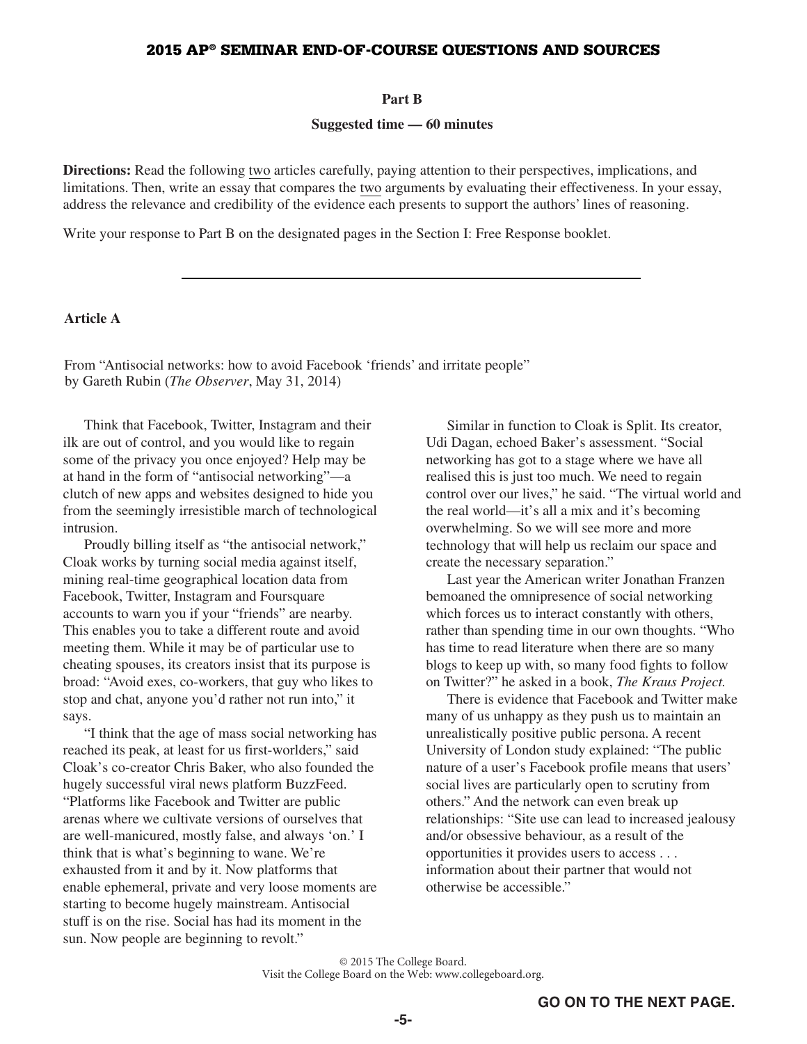## Part B

**Suggested time — 60 minutes**

**Directions:** Read the following two articles carefully, paying attention to their perspectives, implications, and limitations. Then, write an essay that compares the two arguments by evaluating their effectiveness. In your essay, address the relevance and credibility of the evidence each presents to support the authors' lines of reasoning.

Write your response to Part B on the designated pages in the Section I: Free Response booklet.

---

### Article A

From "Antisocial networks: how to avoid Facebook 'friends' and irritate people" by Gareth Rubin (*The Observer*, May 31, 2014)

Think that Facebook, Twitter, Instagram and their ilk are out of control, and you would like to regain some of the privacy you once enjoyed? Help may be at hand in the form of "antisocial networking"—a clutch of new apps and websites designed to hide you from the seemingly irresistible march of technological intrusion.

Proudly billing itself as "the antisocial network," Cloak works by turning social media against itself, mining real-time geographical location data from Facebook, Twitter, Instagram and Foursquare accounts to warn you if your "friends" are nearby. This enables you to take a different route and avoid meeting them. While it may be of particular use to cheating spouses, its creators insist that its purpose is broad: "Avoid exes, co-workers, that guy who likes to stop and chat, anyone you'd rather not run into," it says.

"I think that the age of mass social networking has reached its peak, at least for us first-worlders," said Cloak's co-creator Chris Baker, who also founded the hugely successful viral news platform BuzzFeed. "Platforms like Facebook and Twitter are public arenas where we cultivate versions of ourselves that are well-manicured, mostly false, and always 'on.' I think that is what's beginning to wane. We're exhausted from it and by it. Now platforms that enable ephemeral, private and very loose moments are starting to become hugely mainstream. Antisocial stuff is on the rise. Social has had its moment in the sun. Now people are beginning to revolt."

Similar in function to Cloak is Split. Its creator, Udi Dagan, echoed Baker's assessment. "Social networking has got to a stage where we have all realised this is just too much. We need to regain control over our lives," he said. "The virtual world and the real world—it's all a mix and it's becoming overwhelming. So we will see more and more technology that will help us reclaim our space and create the necessary separation."

Last year the American writer Jonathan Franzen bemoaned the omnipresence of social networking which forces us to interact constantly with others, rather than spending time in our own thoughts. "Who has time to read literature when there are so many blogs to keep up with, so many food fights to follow on Twitter?" he asked in a book, *The Kraus Project.*

There is evidence that Facebook and Twitter make many of us unhappy as they push us to maintain an unrealistically positive public persona. A recent University of London study explained: "The public nature of a user's Facebook profile means that users' social lives are particularly open to scrutiny from others." And the network can even break up relationships: "Site use can lead to increased jealousy and/or obsessive behaviour, as a result of the opportunities it provides users to access . . . information about their partner that would not otherwise be accessible."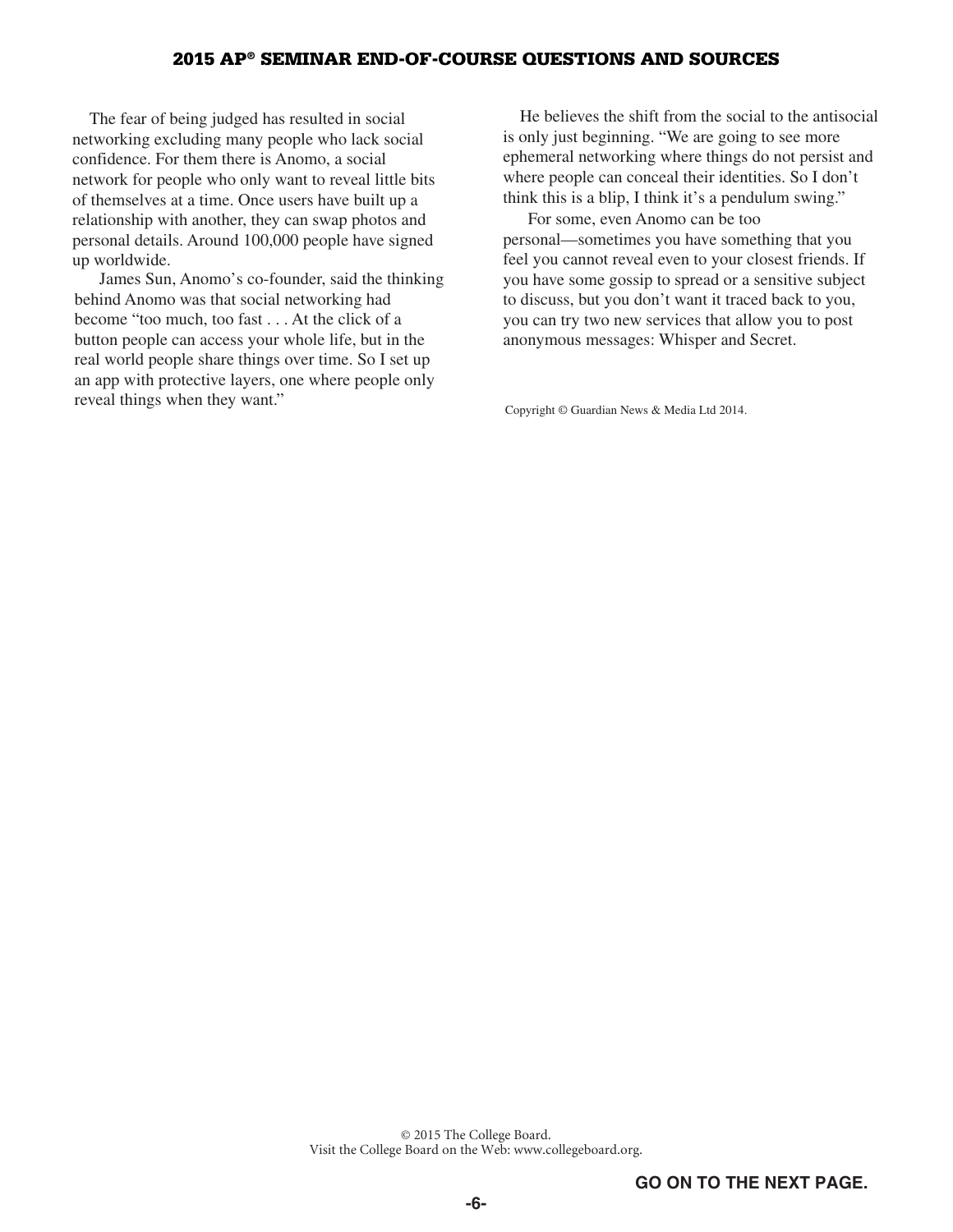The fear of being judged has resulted in social networking excluding many people who lack social confidence. For them there is Anomo, a social network for people who only want to reveal little bits of themselves at a time. Once users have built up a relationship with another, they can swap photos and personal details. Around 100,000 people have signed up worldwide.

James Sun, Anomo's co-founder, said the thinking behind Anomo was that social networking had become "too much, too fast . . . At the click of a button people can access your whole life, but in the real world people share things over time. So I set up an app with protective layers, one where people only reveal things when they want."

He believes the shift from the social to the antisocial is only just beginning. "We are going to see more ephemeral networking where things do not persist and where people can conceal their identities. So I don't think this is a blip, I think it's a pendulum swing."

For some, even Anomo can be too personal—sometimes you have something that you feel you cannot reveal even to your closest friends. If you have some gossip to spread or a sensitive subject to discuss, but you don't want it traced back to you, you can try two new services that allow you to post anonymous messages: Whisper and Secret.

Copyright © Guardian News & Media Ltd 2014.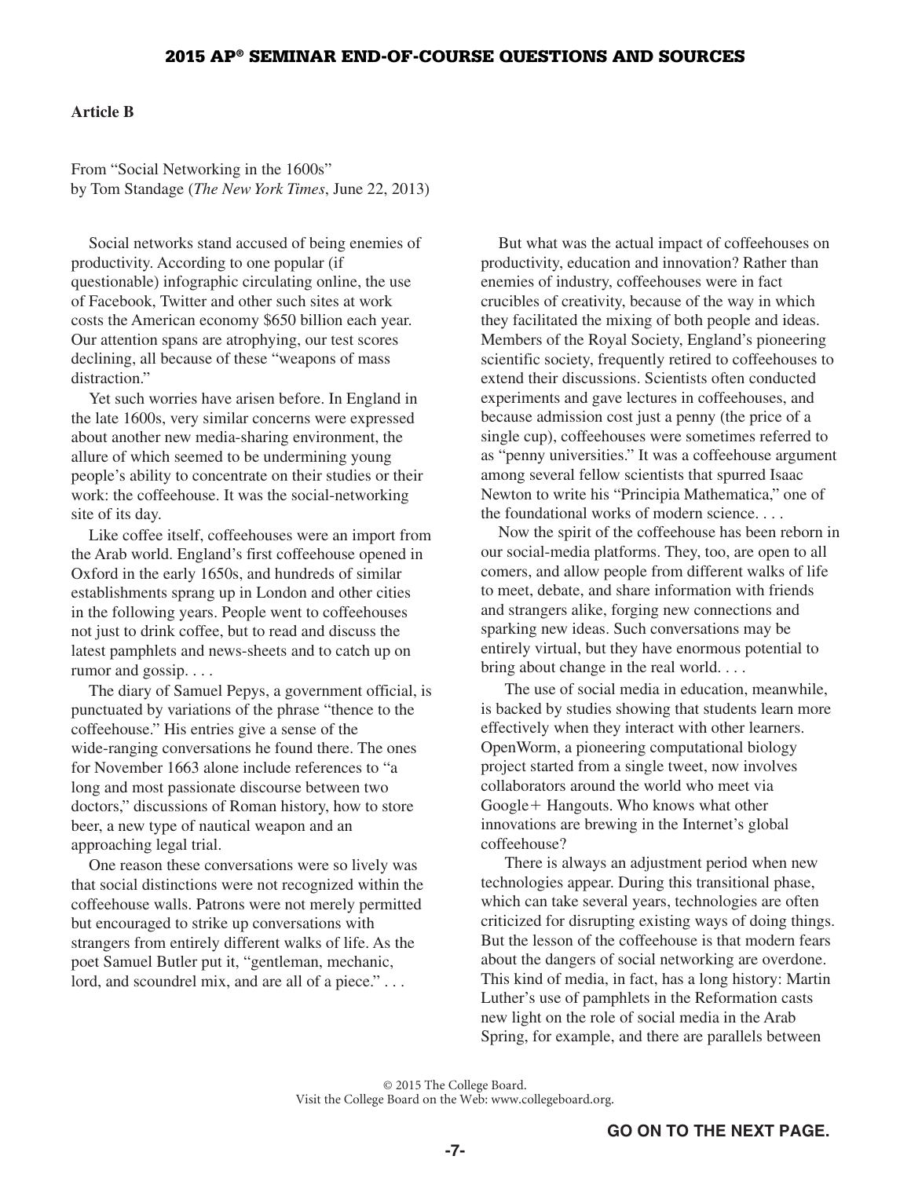**Article B**

From “Social Networking in the 1600s”
by Tom Standage (*The New York Times*, June 22, 2013)

Social networks stand accused of being enemies of productivity. According to one popular (if questionable) infographic circulating online, the use of Facebook, Twitter and other such sites at work costs the American economy $650 billion each year. Our attention spans are atrophying, our test scores declining, all because of these “weapons of mass distraction.”

Yet such worries have arisen before. In England in the late 1600s, very similar concerns were expressed about another new media-sharing environment, the allure of which seemed to be undermining young people’s ability to concentrate on their studies or their work: the coffeehouse. It was the social-networking site of its day.

Like coffee itself, coffeehouses were an import from the Arab world. England’s first coffeehouse opened in Oxford in the early 1650s, and hundreds of similar establishments sprang up in London and other cities in the following years. People went to coffeehouses not just to drink coffee, but to read and discuss the latest pamphlets and news-sheets and to catch up on rumor and gossip. . . .

The diary of Samuel Pepys, a government official, is punctuated by variations of the phrase “thence to the coffeehouse.” His entries give a sense of the wide-ranging conversations he found there. The ones for November 1663 alone include references to “a long and most passionate discourse between two doctors,” discussions of Roman history, how to store beer, a new type of nautical weapon and an approaching legal trial.

One reason these conversations were so lively was that social distinctions were not recognized within the coffeehouse walls. Patrons were not merely permitted but encouraged to strike up conversations with strangers from entirely different walks of life. As the poet Samuel Butler put it, “gentleman, mechanic, lord, and scoundrel mix, and are all of a piece.” . . .

But what was the actual impact of coffeehouses on productivity, education and innovation? Rather than enemies of industry, coffeehouses were in fact crucibles of creativity, because of the way in which they facilitated the mixing of both people and ideas. Members of the Royal Society, England’s pioneering scientific society, frequently retired to coffeehouses to extend their discussions. Scientists often conducted experiments and gave lectures in coffeehouses, and because admission cost just a penny (the price of a single cup), coffeehouses were sometimes referred to as “penny universities.” It was a coffeehouse argument among several fellow scientists that spurred Isaac Newton to write his “Principia Mathematica,” one of the foundational works of modern science. . . .

Now the spirit of the coffeehouse has been reborn in our social-media platforms. They, too, are open to all comers, and allow people from different walks of life to meet, debate, and share information with friends and strangers alike, forging new connections and sparking new ideas. Such conversations may be entirely virtual, but they have enormous potential to bring about change in the real world. . . .

The use of social media in education, meanwhile, is backed by studies showing that students learn more effectively when they interact with other learners. OpenWorm, a pioneering computational biology project started from a single tweet, now involves collaborators around the world who meet via Google+ Hangouts. Who knows what other innovations are brewing in the Internet’s global coffeehouse?

There is always an adjustment period when new technologies appear. During this transitional phase, which can take several years, technologies are often criticized for disrupting existing ways of doing things. But the lesson of the coffeehouse is that modern fears about the dangers of social networking are overdone. This kind of media, in fact, has a long history: Martin Luther’s use of pamphlets in the Reformation casts new light on the role of social media in the Arab Spring, for example, and there are parallels between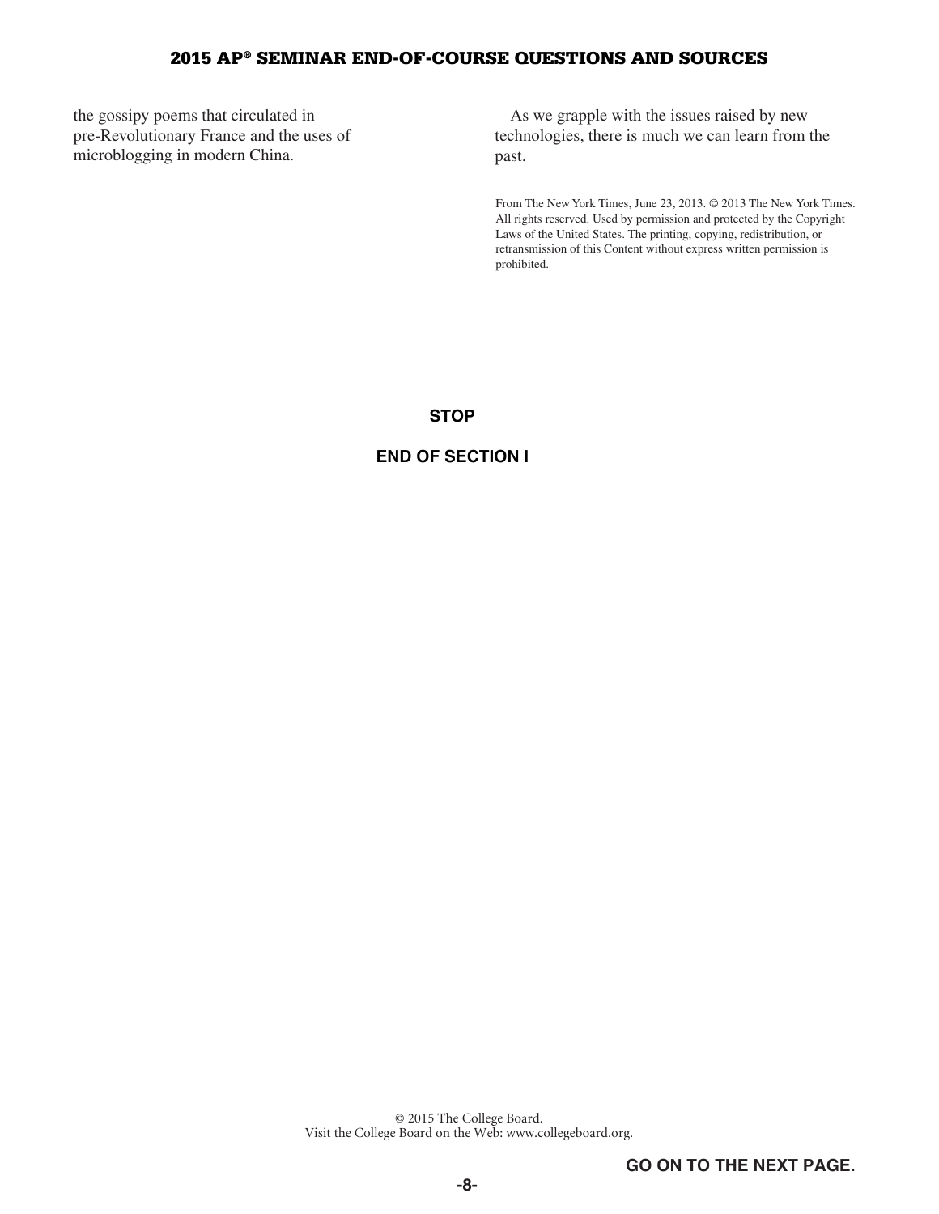the gossipy poems that circulated in pre-Revolutionary France and the uses of microblogging in modern China.

As we grapple with the issues raised by new technologies, there is much we can learn from the past.

From The New York Times, June 23, 2013. © 2013 The New York Times. All rights reserved. Used by permission and protected by the Copyright Laws of the United States. The printing, copying, redistribution, or retransmission of this Content without express written permission is prohibited.

**STOP**

**END OF SECTION I**

© 2015 The College Board.
Visit the College Board on the Web: www.collegeboard.org.

**GO ON TO THE NEXT PAGE.**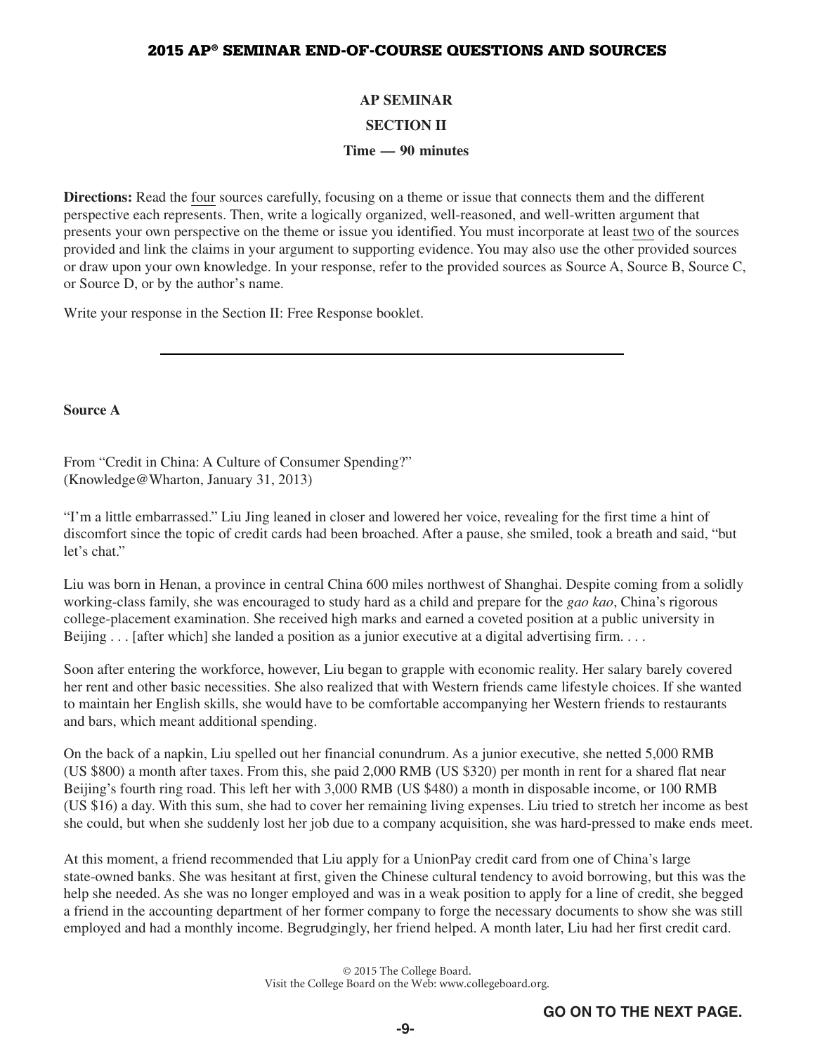## AP SEMINAR

## SECTION II

**Time — 90 minutes**

**Directions:** Read the four sources carefully, focusing on a theme or issue that connects them and the different perspective each represents. Then, write a logically organized, well-reasoned, and well-written argument that presents your own perspective on the theme or issue you identified. You must incorporate at least two of the sources provided and link the claims in your argument to supporting evidence. You may also use the other provided sources or draw upon your own knowledge. In your response, refer to the provided sources as Source A, Source B, Source C, or Source D, or by the author's name.

Write your response in the Section II: Free Response booklet.

---

**Source A**

From "Credit in China: A Culture of Consumer Spending?"
(Knowledge@Wharton, January 31, 2013)

"I'm a little embarrassed." Liu Jing leaned in closer and lowered her voice, revealing for the first time a hint of discomfort since the topic of credit cards had been broached. After a pause, she smiled, took a breath and said, "but let's chat."

Liu was born in Henan, a province in central China 600 miles northwest of Shanghai. Despite coming from a solidly working-class family, she was encouraged to study hard as a child and prepare for the *gao kao*, China's rigorous college-placement examination. She received high marks and earned a coveted position at a public university in Beijing . . . [after which] she landed a position as a junior executive at a digital advertising firm. . . .

Soon after entering the workforce, however, Liu began to grapple with economic reality. Her salary barely covered her rent and other basic necessities. She also realized that with Western friends came lifestyle choices. If she wanted to maintain her English skills, she would have to be comfortable accompanying her Western friends to restaurants and bars, which meant additional spending.

On the back of a napkin, Liu spelled out her financial conundrum. As a junior executive, she netted 5,000 RMB (US $800) a month after taxes. From this, she paid 2,000 RMB (US $320) per month in rent for a shared flat near Beijing's fourth ring road. This left her with 3,000 RMB (US $480) a month in disposable income, or 100 RMB (US $16) a day. With this sum, she had to cover her remaining living expenses. Liu tried to stretch her income as best she could, but when she suddenly lost her job due to a company acquisition, she was hard-pressed to make ends meet.

At this moment, a friend recommended that Liu apply for a UnionPay credit card from one of China's large state-owned banks. She was hesitant at first, given the Chinese cultural tendency to avoid borrowing, but this was the help she needed. As she was no longer employed and was in a weak position to apply for a line of credit, she begged a friend in the accounting department of her former company to forge the necessary documents to show she was still employed and had a monthly income. Begrudgingly, her friend helped. A month later, Liu had her first credit card.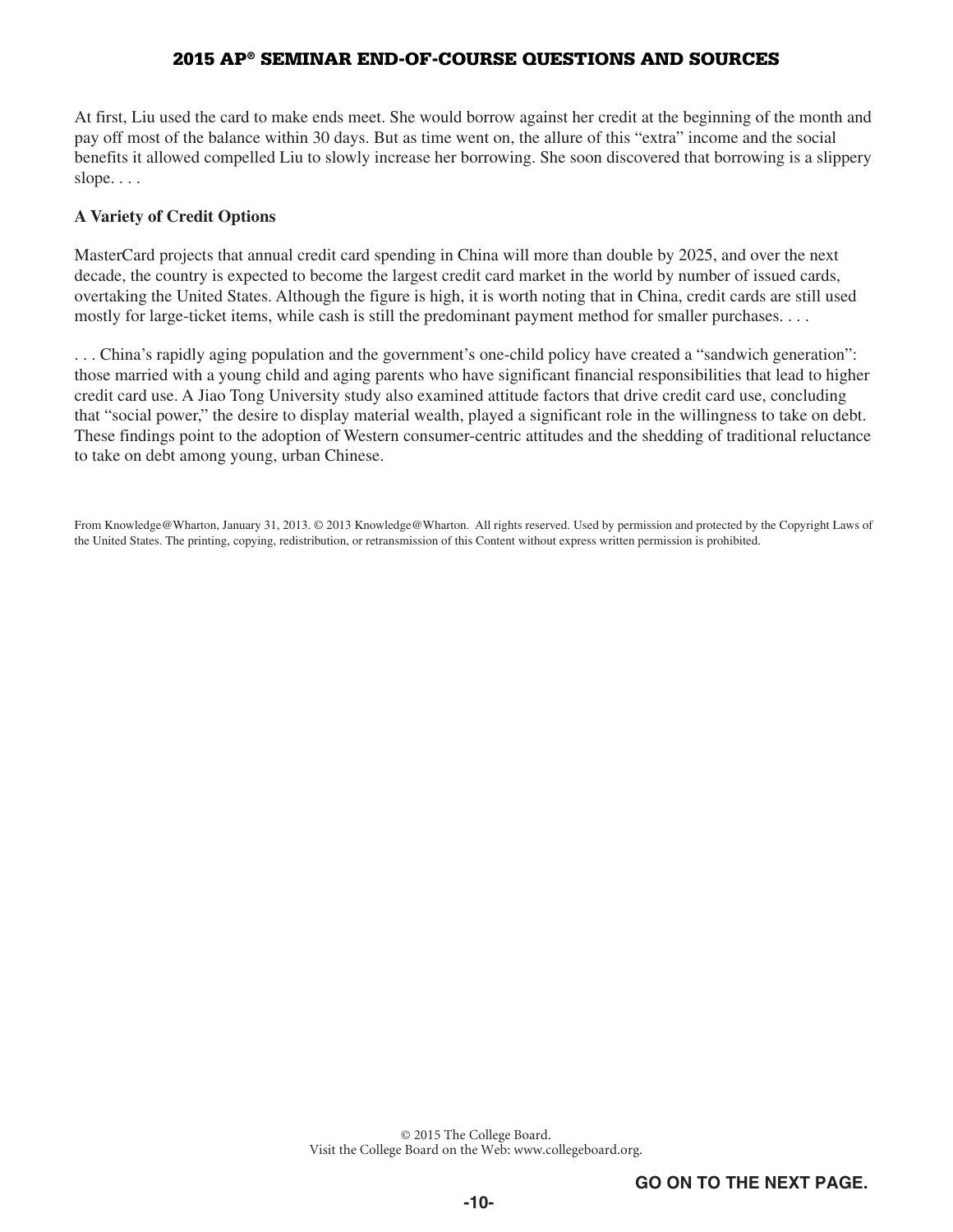At first, Liu used the card to make ends meet. She would borrow against her credit at the beginning of the month and pay off most of the balance within 30 days. But as time went on, the allure of this "extra" income and the social benefits it allowed compelled Liu to slowly increase her borrowing. She soon discovered that borrowing is a slippery slope. . . .

**A Variety of Credit Options**

MasterCard projects that annual credit card spending in China will more than double by 2025, and over the next decade, the country is expected to become the largest credit card market in the world by number of issued cards, overtaking the United States. Although the figure is high, it is worth noting that in China, credit cards are still used mostly for large-ticket items, while cash is still the predominant payment method for smaller purchases. . . .

. . . China's rapidly aging population and the government's one-child policy have created a "sandwich generation": those married with a young child and aging parents who have significant financial responsibilities that lead to higher credit card use. A Jiao Tong University study also examined attitude factors that drive credit card use, concluding that "social power," the desire to display material wealth, played a significant role in the willingness to take on debt. These findings point to the adoption of Western consumer-centric attitudes and the shedding of traditional reluctance to take on debt among young, urban Chinese.

From Knowledge@Wharton, January 31, 2013. © 2013 Knowledge@Wharton. All rights reserved. Used by permission and protected by the Copyright Laws of the United States. The printing, copying, redistribution, or retransmission of this Content without express written permission is prohibited.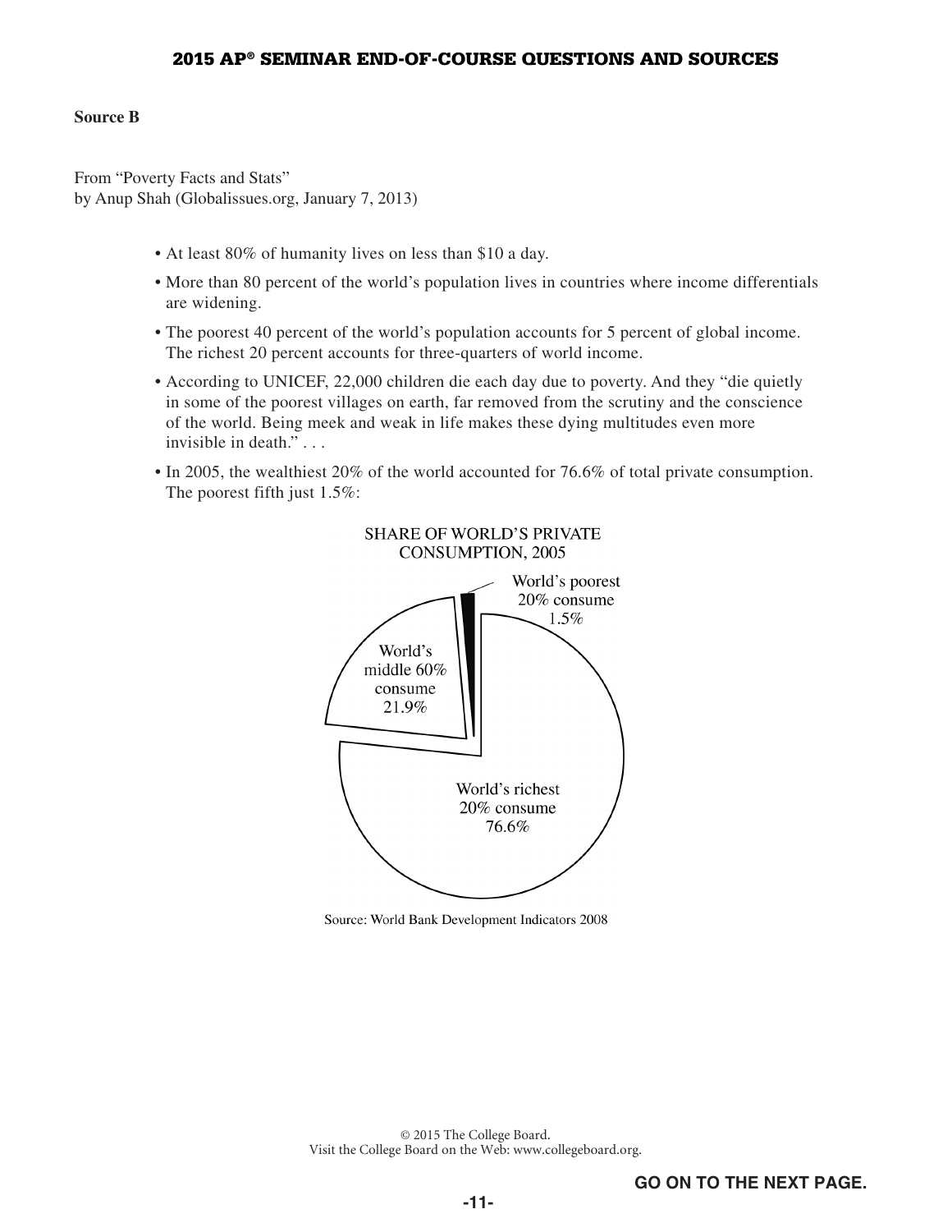**Source B**

From "Poverty Facts and Stats"
by Anup Shah (Globalissues.org, January 7, 2013)

- At least 80% of humanity lives on less than $10 a day.
- More than 80 percent of the world's population lives in countries where income differentials are widening.
- The poorest 40 percent of the world's population accounts for 5 percent of global income. The richest 20 percent accounts for three-quarters of world income.
- According to UNICEF, 22,000 children die each day due to poverty. And they "die quietly in some of the poorest villages on earth, far removed from the scrutiny and the conscience of the world. Being meek and weak in life makes these dying multitudes even more invisible in death." . . .
- In 2005, the wealthiest 20% of the world accounted for 76.6% of total private consumption. The poorest fifth just 1.5%:

SHARE OF WORLD'S PRIVATE CONSUMPTION, 2005

World's poorest 20% consume 1.5%

World's middle 60% consume 21.9%

World's richest 20% consume 76.6%

Source: World Bank Development Indicators 2008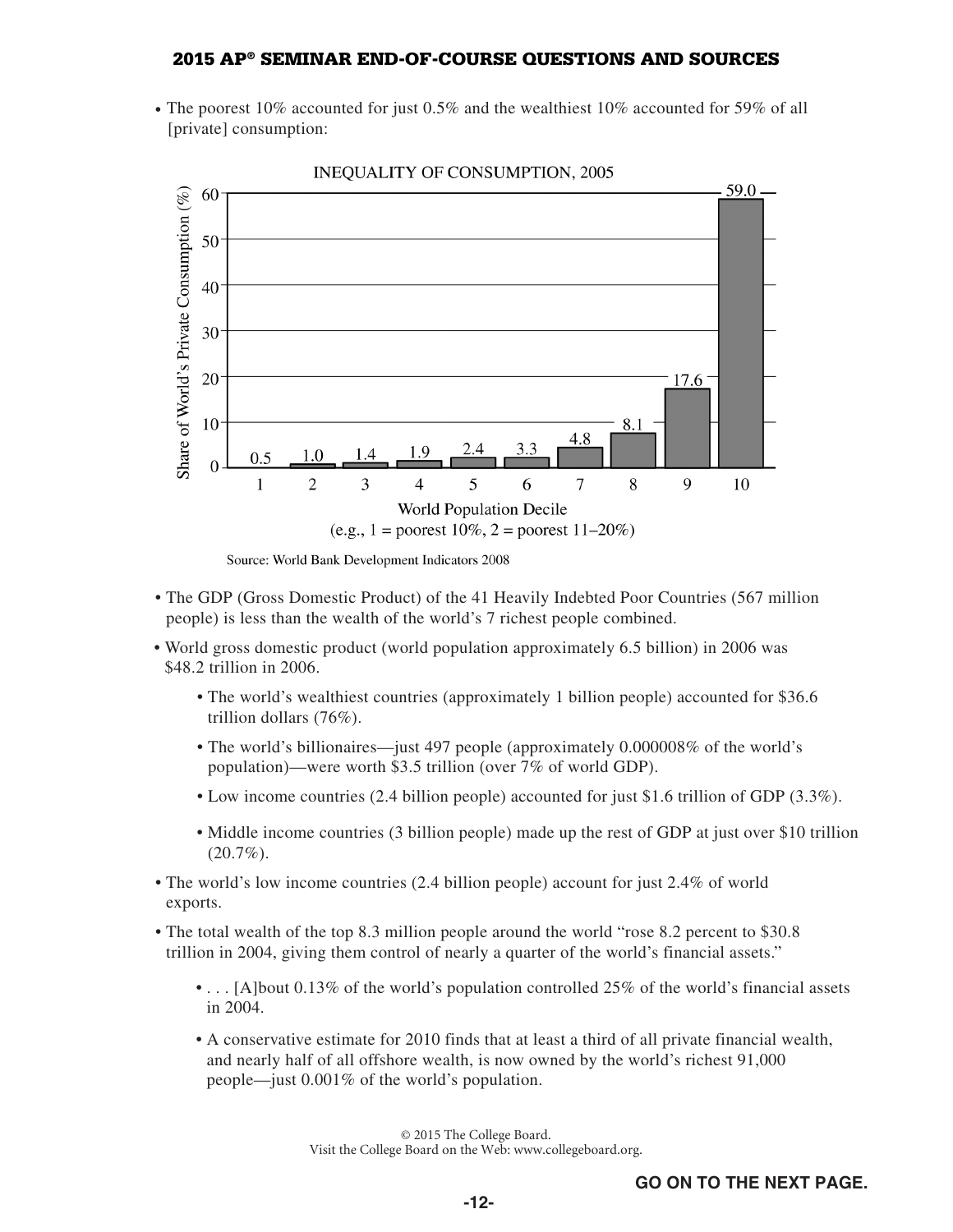- The poorest 10% accounted for just 0.5% and the wealthiest 10% accounted for 59% of all [private] consumption:

**INEQUALITY OF CONSUMPTION, 2005**

| World Population Decile (e.g., 1 = poorest 10%, 2 = poorest 11–20%) | Share of World's Private Consumption (%) |
|---|---|
| 1 | 0.5 |
| 2 | 1.0 |
| 3 | 1.4 |
| 4 | 1.9 |
| 5 | 2.4 |
| 6 | 3.3 |
| 7 | 4.8 |
| 8 | 8.1 |
| 9 | 17.6 |
| 10 | 59.0 |

Source: World Bank Development Indicators 2008

- The GDP (Gross Domestic Product) of the 41 Heavily Indebted Poor Countries (567 million people) is less than the wealth of the world's 7 richest people combined.
- World gross domestic product (world population approximately 6.5 billion) in 2006 was $48.2 trillion in 2006.
  - The world's wealthiest countries (approximately 1 billion people) accounted for $36.6 trillion dollars (76%).
  - The world's billionaires—just 497 people (approximately 0.000008% of the world's population)—were worth $3.5 trillion (over 7% of world GDP).
  - Low income countries (2.4 billion people) accounted for just $1.6 trillion of GDP (3.3%).
  - Middle income countries (3 billion people) made up the rest of GDP at just over $10 trillion (20.7%).
- The world's low income countries (2.4 billion people) account for just 2.4% of world exports.
- The total wealth of the top 8.3 million people around the world "rose 8.2 percent to $30.8 trillion in 2004, giving them control of nearly a quarter of the world's financial assets."
  - . . . [A]bout 0.13% of the world's population controlled 25% of the world's financial assets in 2004.
  - A conservative estimate for 2010 finds that at least a third of all private financial wealth, and nearly half of all offshore wealth, is now owned by the world's richest 91,000 people—just 0.001% of the world's population.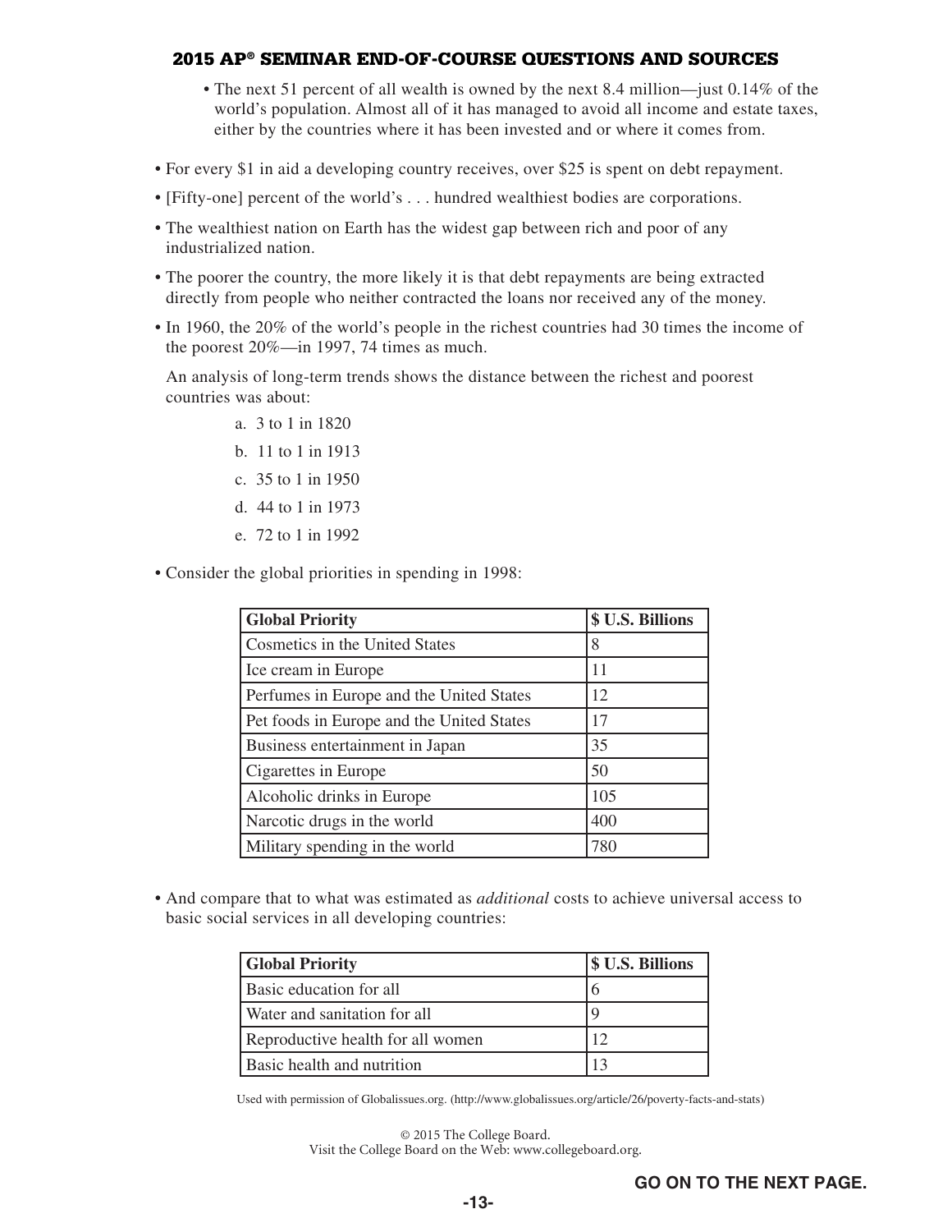- The next 51 percent of all wealth is owned by the next 8.4 million—just 0.14% of the world's population. Almost all of it has managed to avoid all income and estate taxes, either by the countries where it has been invested and or where it comes from.

- For every $1 in aid a developing country receives, over $25 is spent on debt repayment.
- [Fifty-one] percent of the world's . . . hundred wealthiest bodies are corporations.
- The wealthiest nation on Earth has the widest gap between rich and poor of any industrialized nation.
- The poorer the country, the more likely it is that debt repayments are being extracted directly from people who neither contracted the loans nor received any of the money.
- In 1960, the 20% of the world's people in the richest countries had 30 times the income of the poorest 20%—in 1997, 74 times as much.

  An analysis of long-term trends shows the distance between the richest and poorest countries was about:

  a. 3 to 1 in 1820

  b. 11 to 1 in 1913

  c. 35 to 1 in 1950

  d. 44 to 1 in 1973

  e. 72 to 1 in 1992

- Consider the global priorities in spending in 1998:

| Global Priority | $ U.S. Billions |
|---|---|
| Cosmetics in the United States | 8 |
| Ice cream in Europe | 11 |
| Perfumes in Europe and the United States | 12 |
| Pet foods in Europe and the United States | 17 |
| Business entertainment in Japan | 35 |
| Cigarettes in Europe | 50 |
| Alcoholic drinks in Europe | 105 |
| Narcotic drugs in the world | 400 |
| Military spending in the world | 780 |

- And compare that to what was estimated as *additional* costs to achieve universal access to basic social services in all developing countries:

| Global Priority | $ U.S. Billions |
|---|---|
| Basic education for all | 6 |
| Water and sanitation for all | 9 |
| Reproductive health for all women | 12 |
| Basic health and nutrition | 13 |

Used with permission of Globalissues.org. (http://www.globalissues.org/article/26/poverty-facts-and-stats)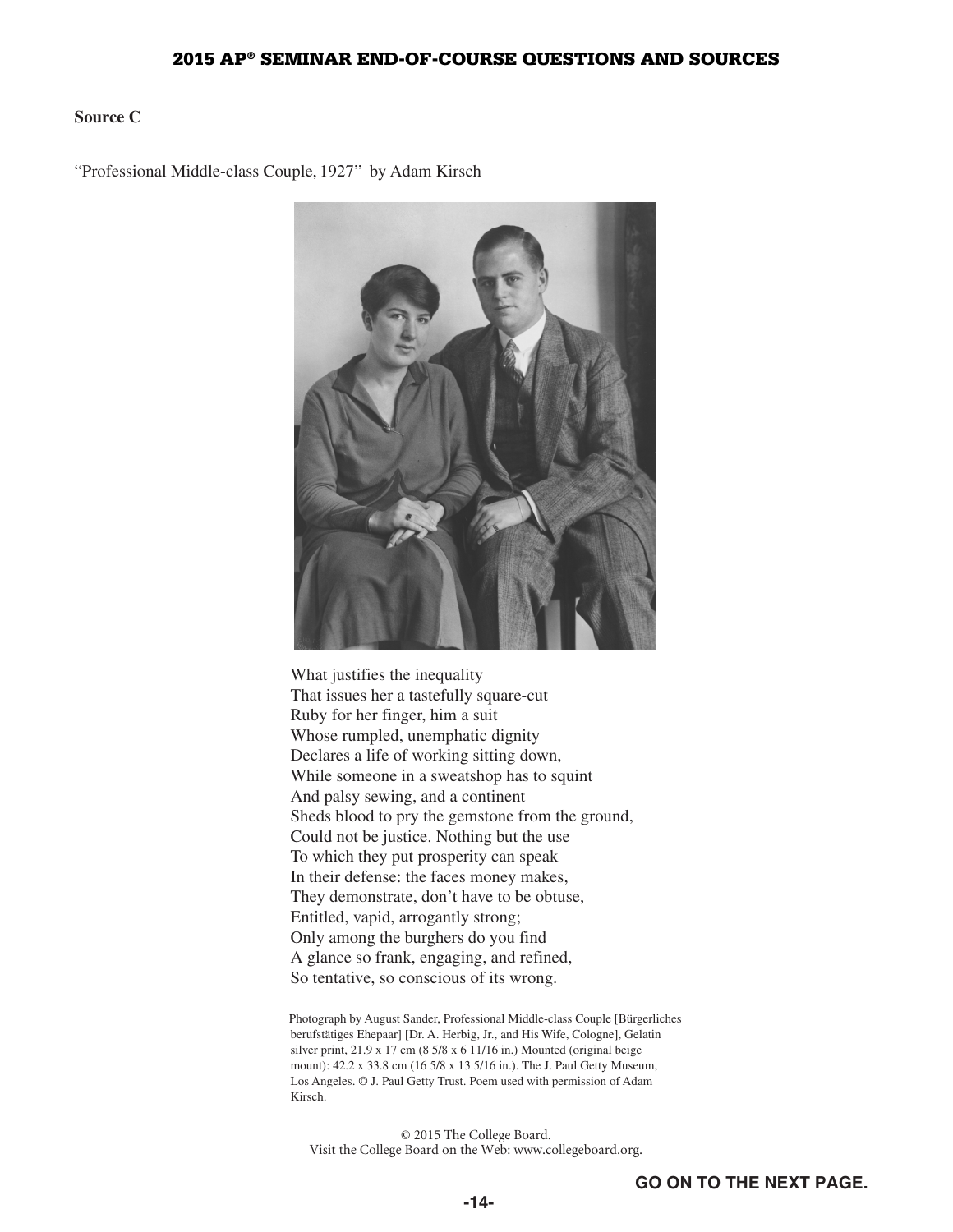**Source C**

"Professional Middle-class Couple, 1927" by Adam Kirsch

What justifies the inequality  
That issues her a tastefully square-cut  
Ruby for her finger, him a suit  
Whose rumpled, unemphatic dignity  
Declares a life of working sitting down,  
While someone in a sweatshop has to squint  
And palsy sewing, and a continent  
Sheds blood to pry the gemstone from the ground,  
Could not be justice. Nothing but the use  
To which they put prosperity can speak  
In their defense: the faces money makes,  
They demonstrate, don't have to be obtuse,  
Entitled, vapid, arrogantly strong;  
Only among the burghers do you find  
A glance so frank, engaging, and refined,  
So tentative, so conscious of its wrong.

Photograph by August Sander, Professional Middle-class Couple [Bürgerliches berufstätiges Ehepaar] [Dr. A. Herbig, Jr., and His Wife, Cologne], Gelatin silver print, 21.9 x 17 cm (8 5/8 x 6 11/16 in.) Mounted (original beige mount): 42.2 x 33.8 cm (16 5/8 x 13 5/16 in.). The J. Paul Getty Museum, Los Angeles. © J. Paul Getty Trust. Poem used with permission of Adam Kirsch.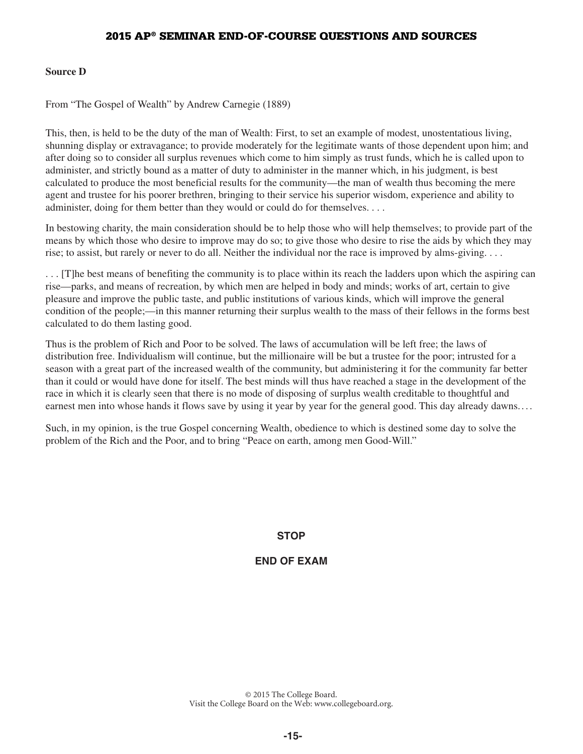**Source D**

From "The Gospel of Wealth" by Andrew Carnegie (1889)

This, then, is held to be the duty of the man of Wealth: First, to set an example of modest, unostentatious living, shunning display or extravagance; to provide moderately for the legitimate wants of those dependent upon him; and after doing so to consider all surplus revenues which come to him simply as trust funds, which he is called upon to administer, and strictly bound as a matter of duty to administer in the manner which, in his judgment, is best calculated to produce the most beneficial results for the community—the man of wealth thus becoming the mere agent and trustee for his poorer brethren, bringing to their service his superior wisdom, experience and ability to administer, doing for them better than they would or could do for themselves. . . .

In bestowing charity, the main consideration should be to help those who will help themselves; to provide part of the means by which those who desire to improve may do so; to give those who desire to rise the aids by which they may rise; to assist, but rarely or never to do all. Neither the individual nor the race is improved by alms-giving. . . .

. . . [T]he best means of benefiting the community is to place within its reach the ladders upon which the aspiring can rise—parks, and means of recreation, by which men are helped in body and minds; works of art, certain to give pleasure and improve the public taste, and public institutions of various kinds, which will improve the general condition of the people;—in this manner returning their surplus wealth to the mass of their fellows in the forms best calculated to do them lasting good.

Thus is the problem of Rich and Poor to be solved. The laws of accumulation will be left free; the laws of distribution free. Individualism will continue, but the millionaire will be but a trustee for the poor; intrusted for a season with a great part of the increased wealth of the community, but administering it for the community far better than it could or would have done for itself. The best minds will thus have reached a stage in the development of the race in which it is clearly seen that there is no mode of disposing of surplus wealth creditable to thoughtful and earnest men into whose hands it flows save by using it year by year for the general good. This day already dawns. . . .

Such, in my opinion, is the true Gospel concerning Wealth, obedience to which is destined some day to solve the problem of the Rich and the Poor, and to bring "Peace on earth, among men Good-Will."

**STOP**

**END OF EXAM**

© 2015 The College Board.
Visit the College Board on the Web: www.collegeboard.org.